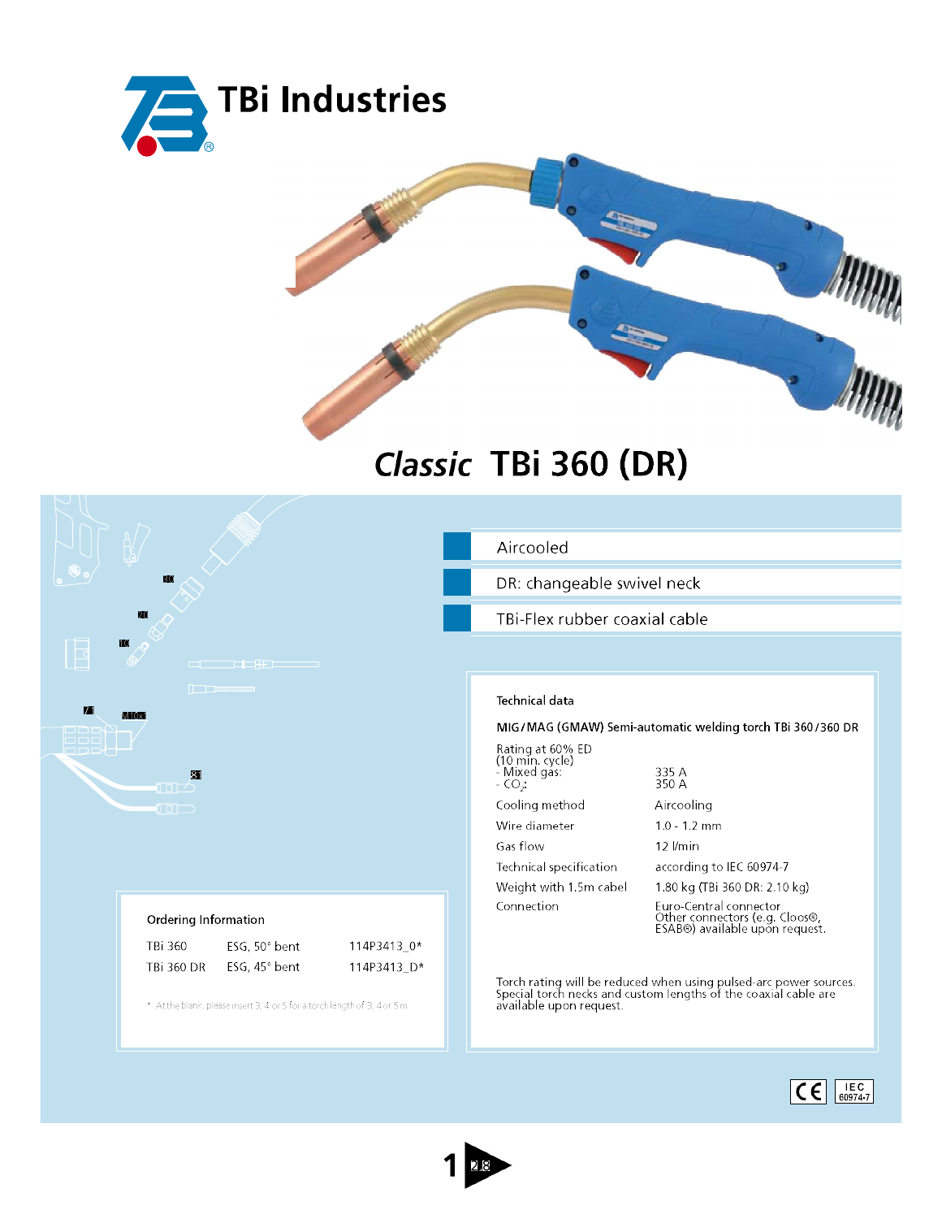# TBi Industries

## *Classic* TBi 360 (DR)

- Aircooled
- DR: changeable swivel neck
- TBi-Flex rubber coaxial cable

### Ordering Information

| | | |
|---|---|---|
| TBi 360 | ESG, 50° bent | 114P3413_0* |
| TBi 360 DR | ESG, 45° bent | 114P3413_D* |

\* At the blank, please insert 3, 4 or 5 for a torch length of 3, 4 or 5 m

### Technical data

**MIG/MAG (GMAW) Semi-automatic welding torch TBi 360/360 DR**

| | |
|---|---|
| Rating at 60% ED (10 min. cycle) | |
| - Mixed gas: | 335 A |
| - $CO_2$: | 350 A |
| Cooling method | Aircooling |
| Wire diameter | 1.0 - 1.2 mm |
| Gas flow | 12 l/min |
| Technical specification | according to IEC 60974-7 |
| Weight with 1.5m cabel | 1.80 kg (TBi 360 DR: 2.10 kg) |
| Connection | Euro-Central connector Other connectors (e.g. Cloos®, ESAB®) available upon request. |

Torch rating will be reduced when using pulsed-arc power sources. Special torch necks and custom lengths of the coaxial cable are available upon request.

CE IEC 60974-7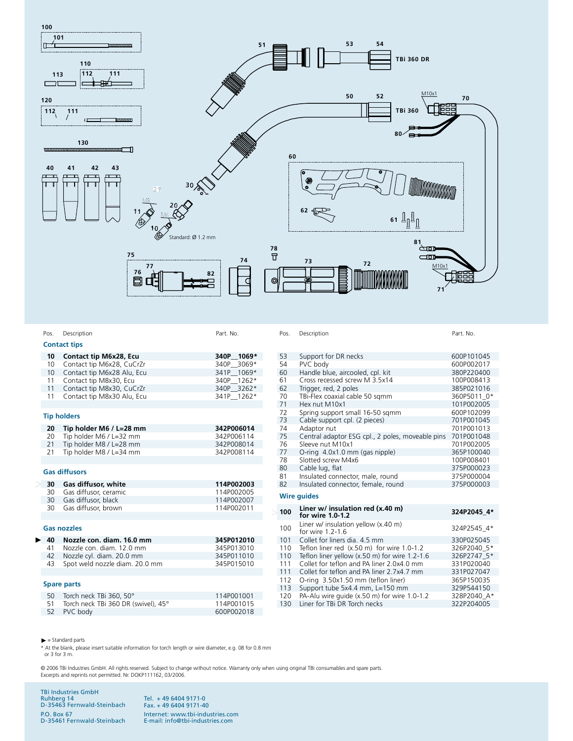100
101
110
113 112 111
120
112 111
130
40 41 42 43
51
53 54
TBi 360 DR
50 52
TBi 360
M10x1
70
80
60
62
61
21
M8
30
20
11
M6
10
Standard: Ø 1.2 mm
81
78
75
77
76
82
74
73
72
M10x1
71

| Pos. | Description | Part. No. |
|---|---|---|
| **Contact tips** | | |
| **10** | **Contact tip M6x28, Ecu** | **340P__1069*** |
| 10 | Contact tip M6x28, CuCrZr | 340P__3069* |
| 10 | Contact tip M6x28 Alu, Ecu | 341P__1069* |
| 11 | Contact tip M8x30, Ecu | 340P__1262* |
| 11 | Contact tip M8x30, CuCrZr | 340P__3262* |
| 11 | Contact tip M8x30 Alu, Ecu | 341P__1262* |
| **Tip holders** | | |
| **20** | **Tip holder M6 / L=28 mm** | **342P006014** |
| 20 | Tip holder M6 / L=32 mm | 342P006114 |
| 21 | Tip holder M8 / L=28 mm | 342P008014 |
| 21 | Tip holder M8 / L=34 mm | 342P008114 |
| **Gas diffusors** | | |
| **30** | **Gas diffusor, white** | **114P002003** |
| 30 | Gas diffusor, ceramic | 114P002005 |
| 30 | Gas diffusor, black | 114P002007 |
| 30 | Gas diffusor, brown | 114P002011 |
| **Gas nozzles** | | |
| ▶ **40** | **Nozzle con. diam. 16.0 mm** | **345P012010** |
| 41 | Nozzle con. diam. 12.0 mm | 345P013010 |
| 42 | Nozzle cyl. diam. 20.0 mm | 345P011010 |
| 43 | Spot weld nozzle diam. 20.0 mm | 345P015010 |
| **Spare parts** | | |
| 50 | Torch neck TBi 360, 50° | 114P001001 |
| 51 | Torch neck TBi 360 DR (swivel), 45° | 114P001015 |
| 52 | PVC body | 600P002018 |

| Pos. | Description | Part. No. |
|---|---|---|
| 53 | Support for DR necks | 600P101045 |
| 54 | PVC body | 600P002017 |
| 60 | Handle blue, aircooled, cpl. kit | 380P220400 |
| 61 | Cross recessed screw M 3.5x14 | 100P008413 |
| 62 | Trigger, red, 2 poles | 385P021016 |
| 70 | TBi-Flex coaxial cable 50 sqmm | 360P5011_0* |
| 71 | Hex nut M10x1 | 101P002005 |
| 72 | Spring support small 16-50 sqmm | 600P102099 |
| 73 | Cable support cpl. (2 pieces) | 701P001045 |
| 74 | Adaptor nut | 701P001013 |
| 75 | Central adaptor ESG cpl., 2 poles, moveable pins | 701P001048 |
| 76 | Sleeve nut M10x1 | 701P002005 |
| 77 | O-ring 4.0x1.0 mm (gas nipple) | 365P100040 |
| 78 | Slotted screw M4x6 | 100P008401 |
| 80 | Cable lug, flat | 375P000023 |
| 81 | Insulated connector, male, round | 375P000004 |
| 82 | Insulated connector, female, round | 375P000003 |
| **Wire guides** | | |
| **100** | **Liner w/ insulation red (x.40 m) for wire 1.0-1.2** | **324P2045_4*** |
| 100 | Liner w/ insulation yellow (x.40 m) for wire 1.2-1.6 | 324P2545_4* |
| 101 | Collet for liners dia. 4.5 mm | 330P025045 |
| 110 | Teflon liner red (x.50 m) for wire 1.0-1.2 | 326P2040_5* |
| 110 | Teflon liner yellow (x.50 m) for wire 1.2-1.6 | 326P2747_5* |
| 111 | Collet for teflon and PA liner 2.0x4.0 mm | 331P020040 |
| 111 | Collet for teflon and PA liner 2.7x4.7 mm | 331P027047 |
| 112 | O-ring 3.50x1.50 mm (teflon liner) | 365P150035 |
| 113 | Support tube 5x4.4 mm, L=150 mm | 329P544150 |
| 120 | PA-Alu wire guide (x.50 m) for wire 1.0-1.2 | 328P2040_A* |
| 130 | Liner for TBi DR Torch necks | 322P204005 |

▶ = Standard parts

\* At the blank, please insert suitable information for torch length or wire diameter, e.g. 08 for 0.8 mm or 3 for 3 m.

© 2006 TBi Industries GmbH. All rights reserved. Subject to change without notice. Warranty only when using original TBi consumables and spare parts. Excerpts and reprints not permitted. Nr. DOKP111162, 03/2006.

TBi Industries GmbH
Ruhberg 14
D-35463 Fernwald-Steinbach

P.O. Box 67
D-35461 Fernwald-Steinbach

Tel. + 49 6404 9171-0
Fax. + 49 6404 9171-40

Internet: www.tbi-industries.com
E-mail: info@tbi-industries.com